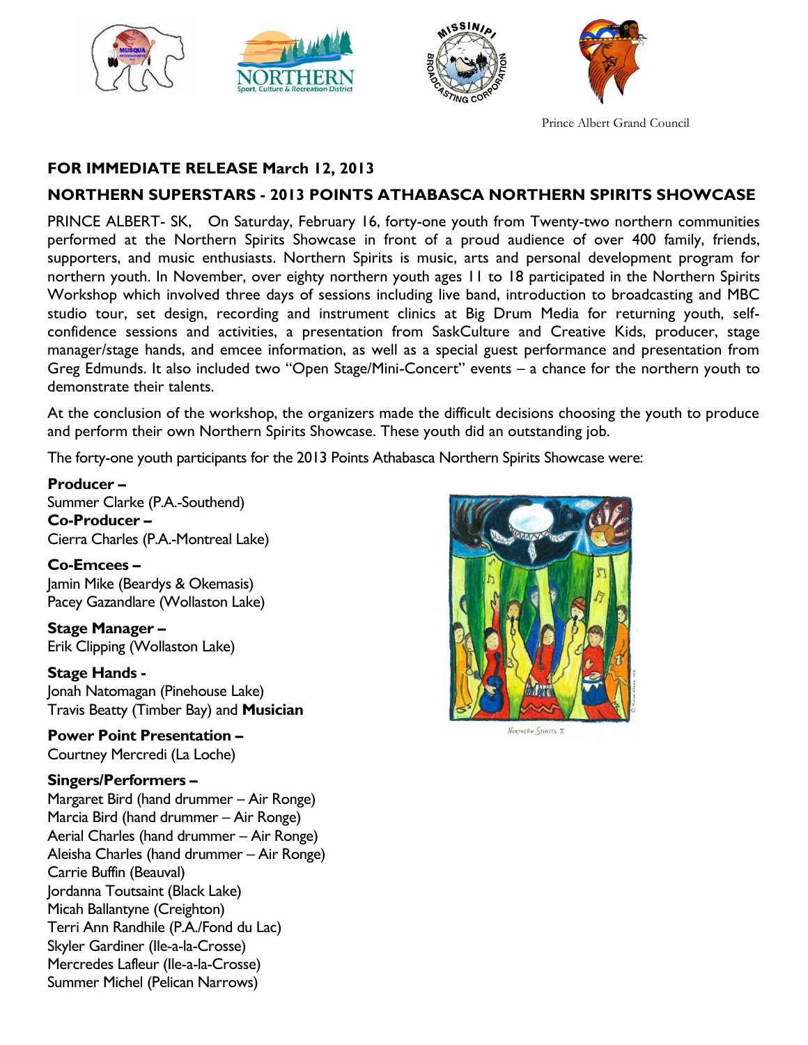Prince Albert Grand Council

**FOR IMMEDIATE RELEASE March 12, 2013**

**NORTHERN SUPERSTARS - 2013 POINTS ATHABASCA NORTHERN SPIRITS SHOWCASE**

PRINCE ALBERT- SK, On Saturday, February 16, forty-one youth from Twenty-two northern communities performed at the Northern Spirits Showcase in front of a proud audience of over 400 family, friends, supporters, and music enthusiasts. Northern Spirits is music, arts and personal development program for northern youth. In November, over eighty northern youth ages 11 to 18 participated in the Northern Spirits Workshop which involved three days of sessions including live band, introduction to broadcasting and MBC studio tour, set design, recording and instrument clinics at Big Drum Media for returning youth, self-confidence sessions and activities, a presentation from SaskCulture and Creative Kids, producer, stage manager/stage hands, and emcee information, as well as a special guest performance and presentation from Greg Edmunds. It also included two "Open Stage/Mini-Concert" events – a chance for the northern youth to demonstrate their talents.

At the conclusion of the workshop, the organizers made the difficult decisions choosing the youth to produce and perform their own Northern Spirits Showcase. These youth did an outstanding job.

The forty-one youth participants for the 2013 Points Athabasca Northern Spirits Showcase were:

**Producer –**
Summer Clarke (P.A.-Southend)

**Co-Producer –**
Cierra Charles (P.A.-Montreal Lake)

**Co-Emcees –**
Jamin Mike (Beardys & Okemasis)
Pacey Gazandlare (Wollaston Lake)

**Stage Manager –**
Erik Clipping (Wollaston Lake)

**Stage Hands -**
Jonah Natomagan (Pinehouse Lake)
Travis Beatty (Timber Bay) and **Musician**

**Power Point Presentation –**
Courtney Mercredi (La Loche)

**Singers/Performers –**
Margaret Bird (hand drummer – Air Ronge)
Marcia Bird (hand drummer – Air Ronge)
Aerial Charles (hand drummer – Air Ronge)
Aleisha Charles (hand drummer – Air Ronge)
Carrie Buffin (Beauval)
Jordanna Toutsaint (Black Lake)
Micah Ballantyne (Creighton)
Terri Ann Randhile (P.A./Fond du Lac)
Skyler Gardiner (Ile-a-la-Crosse)
Mercredes Lafleur (Ile-a-la-Crosse)
Summer Michel (Pelican Narrows)

Northern Spirits II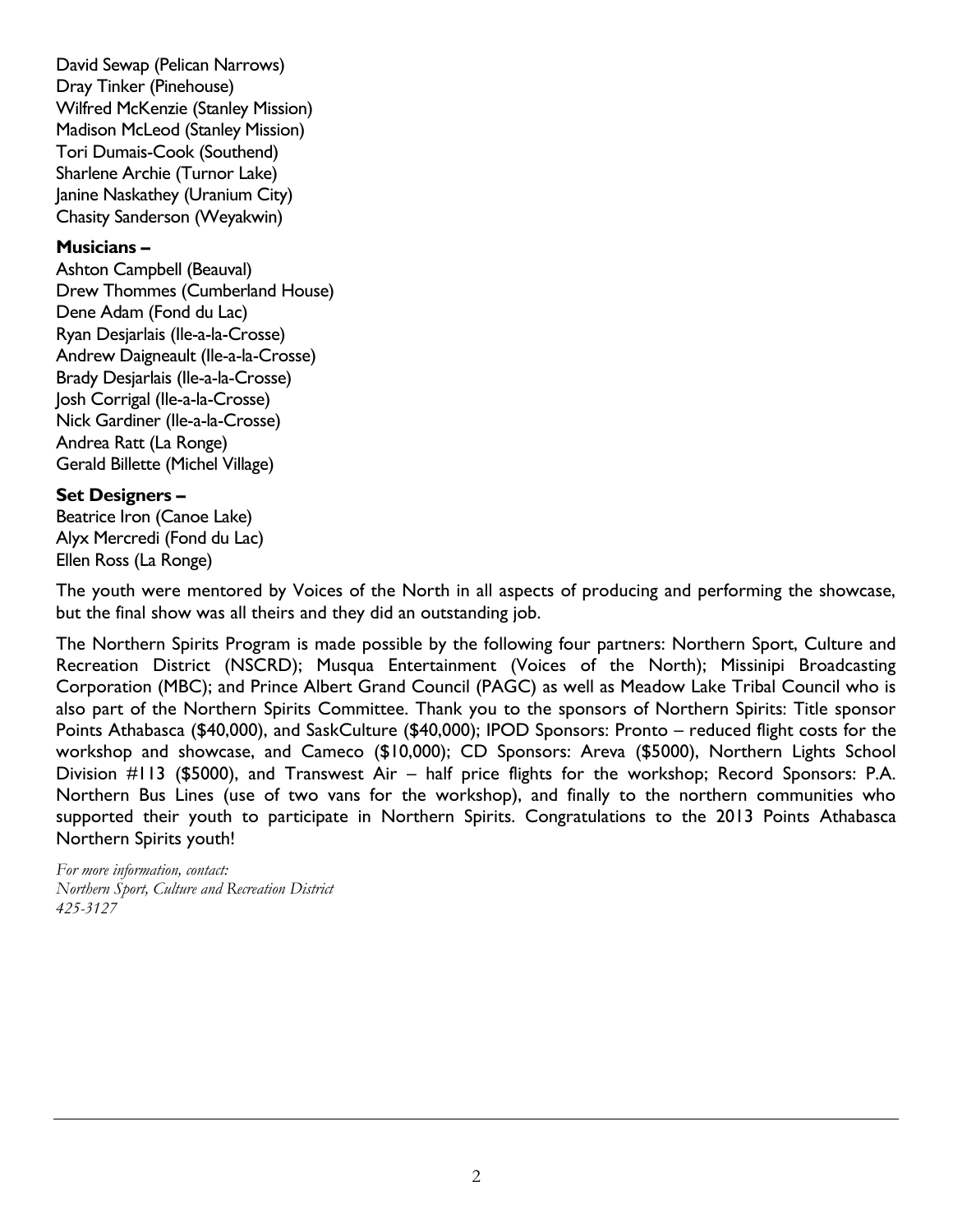David Sewap (Pelican Narrows)
Dray Tinker (Pinehouse)
Wilfred McKenzie (Stanley Mission)
Madison McLeod (Stanley Mission)
Tori Dumais-Cook (Southend)
Sharlene Archie (Turnor Lake)
Janine Naskathey (Uranium City)
Chasity Sanderson (Weyakwin)

**Musicians –**
Ashton Campbell (Beauval)
Drew Thommes (Cumberland House)
Dene Adam (Fond du Lac)
Ryan Desjarlais (Ile-a-la-Crosse)
Andrew Daigneault (Ile-a-la-Crosse)
Brady Desjarlais (Ile-a-la-Crosse)
Josh Corrigal (Ile-a-la-Crosse)
Nick Gardiner (Ile-a-la-Crosse)
Andrea Ratt (La Ronge)
Gerald Billette (Michel Village)

**Set Designers –**
Beatrice Iron (Canoe Lake)
Alyx Mercredi (Fond du Lac)
Ellen Ross (La Ronge)

The youth were mentored by Voices of the North in all aspects of producing and performing the showcase, but the final show was all theirs and they did an outstanding job.

The Northern Spirits Program is made possible by the following four partners: Northern Sport, Culture and Recreation District (NSCRD); Musqua Entertainment (Voices of the North); Missinipi Broadcasting Corporation (MBC); and Prince Albert Grand Council (PAGC) as well as Meadow Lake Tribal Council who is also part of the Northern Spirits Committee. Thank you to the sponsors of Northern Spirits: Title sponsor Points Athabasca ($40,000), and SaskCulture ($40,000); IPOD Sponsors: Pronto – reduced flight costs for the workshop and showcase, and Cameco ($10,000); CD Sponsors: Areva ($5000), Northern Lights School Division #113 ($5000), and Transwest Air – half price flights for the workshop; Record Sponsors: P.A. Northern Bus Lines (use of two vans for the workshop), and finally to the northern communities who supported their youth to participate in Northern Spirits. Congratulations to the 2013 Points Athabasca Northern Spirits youth!

*For more information, contact:*
*Northern Sport, Culture and Recreation District*
*425-3127*